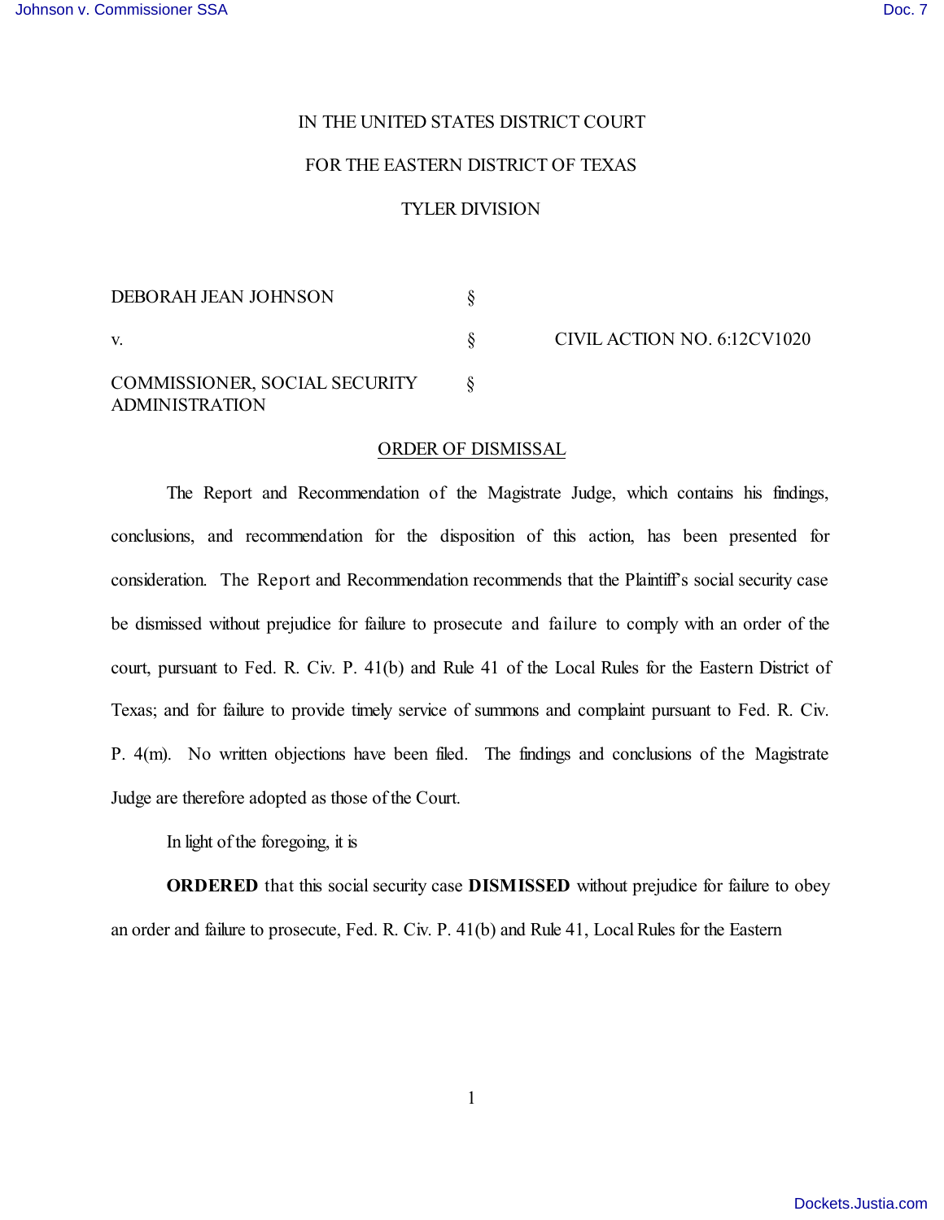IN THE UNITED STATES DISTRICT COURT

FOR THE EASTERN DISTRICT OF TEXAS

TYLER DIVISION

| | | |
|---|---|---|
| DEBORAH JEAN JOHNSON | § | |
| v. | § | CIVIL ACTION NO. 6:12CV1020 |
| COMMISSIONER, SOCIAL SECURITY ADMINISTRATION | § | |

ORDER OF DISMISSAL

The Report and Recommendation of the Magistrate Judge, which contains his findings, conclusions, and recommendation for the disposition of this action, has been presented for consideration. The Report and Recommendation recommends that the Plaintiff's social security case be dismissed without prejudice for failure to prosecute and failure to comply with an order of the court, pursuant to Fed. R. Civ. P. 41(b) and Rule 41 of the Local Rules for the Eastern District of Texas; and for failure to provide timely service of summons and complaint pursuant to Fed. R. Civ. P. 4(m). No written objections have been filed. The findings and conclusions of the Magistrate Judge are therefore adopted as those of the Court.

In light of the foregoing, it is

**ORDERED** that this social security case **DISMISSED** without prejudice for failure to obey an order and failure to prosecute, Fed. R. Civ. P. 41(b) and Rule 41, Local Rules for the Eastern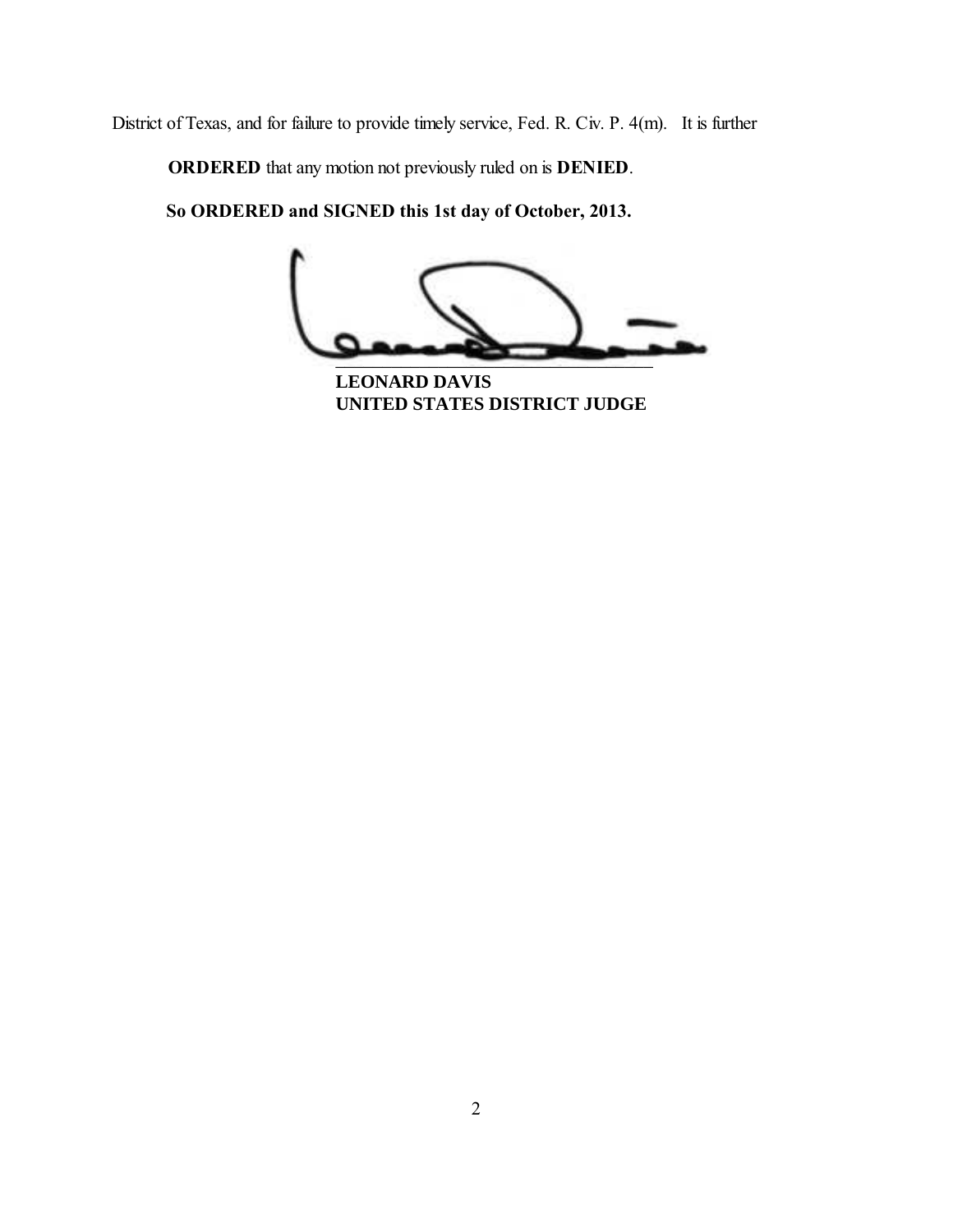District of Texas, and for failure to provide timely service, Fed. R. Civ. P. 4(m). It is further

**ORDERED** that any motion not previously ruled on is **DENIED**.

**So ORDERED and SIGNED this 1st day of October, 2013.**

**LEONARD DAVIS**
**UNITED STATES DISTRICT JUDGE**